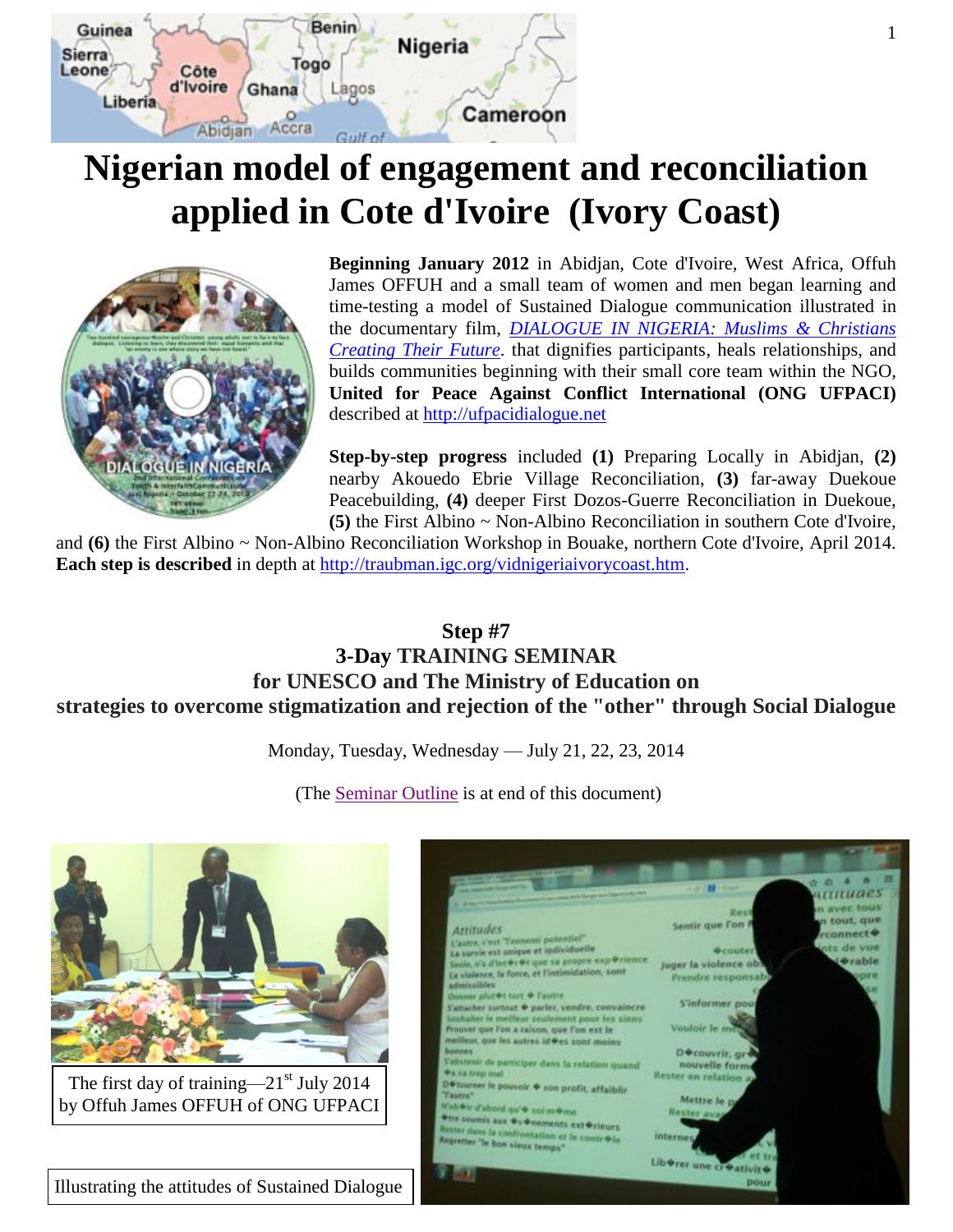# Nigerian model of engagement and reconciliation applied in Cote d'Ivoire (Ivory Coast)

**Beginning January 2012** in Abidjan, Cote d'Ivoire, West Africa, Offuh James OFFUH and a small team of women and men began learning and time-testing a model of Sustained Dialogue communication illustrated in the documentary film, *DIALOGUE IN NIGERIA: Muslims & Christians Creating Their Future*. that dignifies participants, heals relationships, and builds communities beginning with their small core team within the NGO, **United for Peace Against Conflict International (ONG UFPACI)** described at http://ufpacidialogue.net

**Step-by-step progress** included **(1)** Preparing Locally in Abidjan, **(2)** nearby Akouedo Ebrie Village Reconciliation, **(3)** far-away Duekoue Peacebuilding, **(4)** deeper First Dozos-Guerre Reconciliation in Duekoue, **(5)** the First Albino ~ Non-Albino Reconciliation in southern Cote d'Ivoire, and **(6)** the First Albino ~ Non-Albino Reconciliation Workshop in Bouake, northern Cote d'Ivoire, April 2014. **Each step is described** in depth at http://traubman.igc.org/vidnigeriaivorycoast.htm.

## Step #7
## 3-Day TRAINING SEMINAR
## for UNESCO and The Ministry of Education on
## strategies to overcome stigmatization and rejection of the "other" through Social Dialogue

Monday, Tuesday, Wednesday — July 21, 22, 23, 2014

(The Seminar Outline is at end of this document)

The first day of training—21st July 2014 by Offuh James OFFUH of ONG UFPACI

Illustrating the attitudes of Sustained Dialogue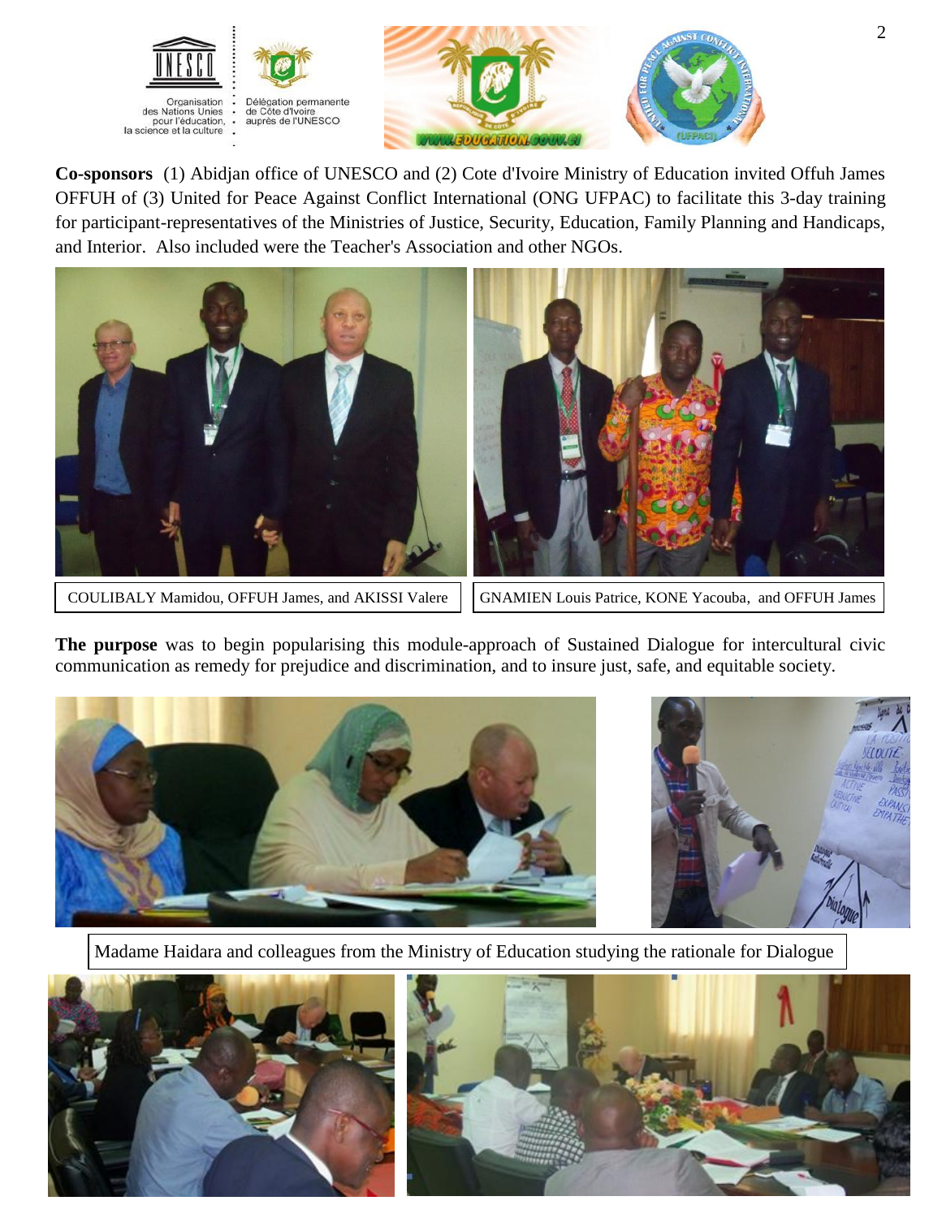Organisation des Nations Unies pour l'éducation, la science et la culture

Délégation permanente de Côte d'Ivoire auprès de l'UNESCO

**Co-sponsors** (1) Abidjan office of UNESCO and (2) Cote d'Ivoire Ministry of Education invited Offuh James OFFUH of (3) United for Peace Against Conflict International (ONG UFPAC) to facilitate this 3-day training for participant-representatives of the Ministries of Justice, Security, Education, Family Planning and Handicaps, and Interior. Also included were the Teacher's Association and other NGOs.

COULIBALY Mamidou, OFFUH James, and AKISSI Valere

GNAMIEN Louis Patrice, KONE Yacouba, and OFFUH James

**The purpose** was to begin popularising this module-approach of Sustained Dialogue for intercultural civic communication as remedy for prejudice and discrimination, and to insure just, safe, and equitable society.

Madame Haidara and colleagues from the Ministry of Education studying the rationale for Dialogue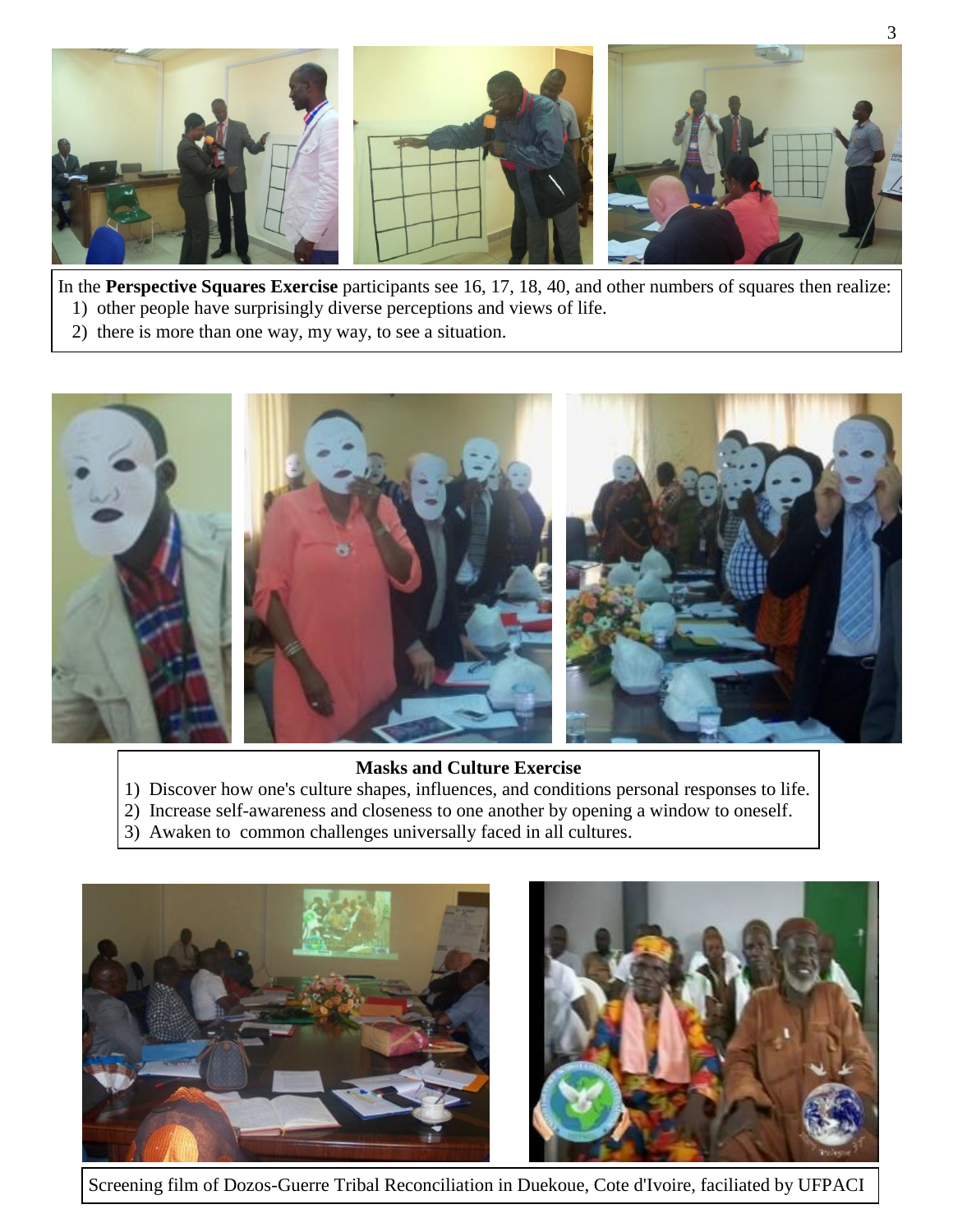In the **Perspective Squares Exercise** participants see 16, 17, 18, 40, and other numbers of squares then realize:

1) other people have surprisingly diverse perceptions and views of life.
2) there is more than one way, my way, to see a situation.

**Masks and Culture Exercise**

1) Discover how one's culture shapes, influences, and conditions personal responses to life.
2) Increase self-awareness and closeness to one another by opening a window to oneself.
3) Awaken to common challenges universally faced in all cultures.

Screening film of Dozos-Guerre Tribal Reconciliation in Duekoue, Cote d'Ivoire, faciliated by UFPACI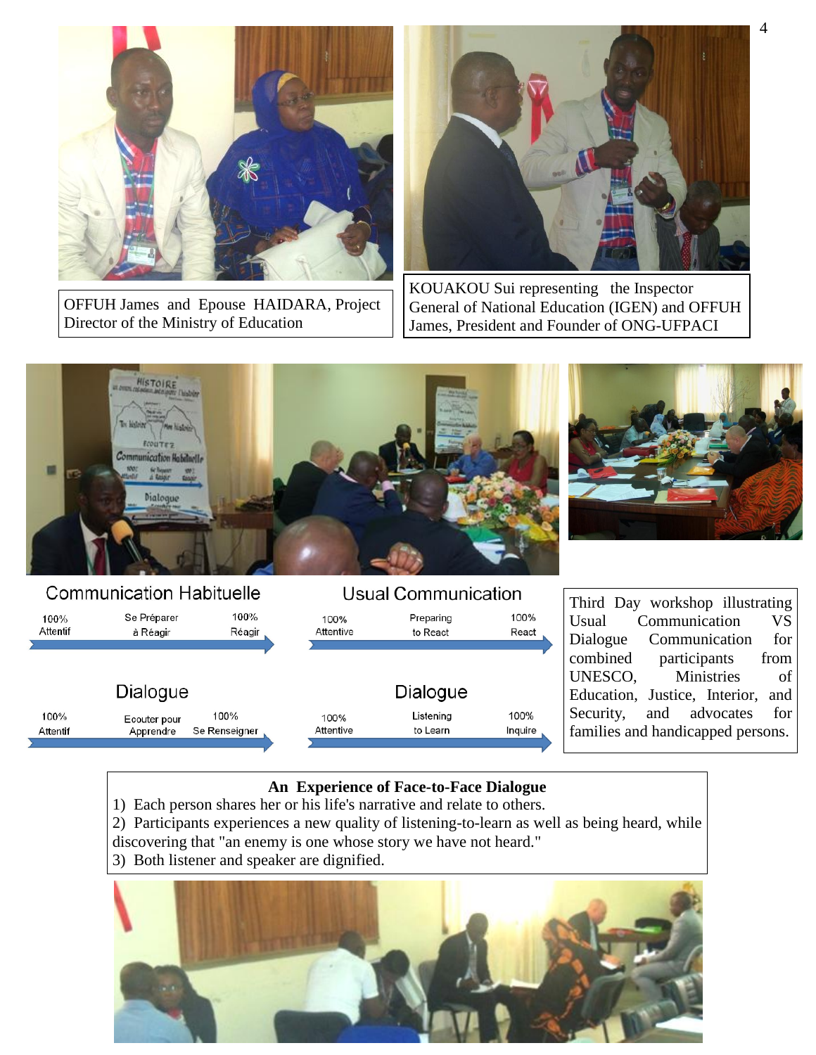OFFUH James and Epouse HAIDARA, Project Director of the Ministry of Education

KOUAKOU Sui representing the Inspector General of National Education (IGEN) and OFFUH James, President and Founder of ONG-UFPACI

**Communication Habituelle**

100% Attentif → Se Préparer à Réagir → 100% Réagir

**Dialogue**

100% Attentif → Ecouter pour Apprendre → 100% Se Renseigner

**Usual Communication**

100% Attentive → Preparing to React → 100% React

**Dialogue**

100% Attentive → Listening to Learn → 100% Inquire

Third Day workshop illustrating Usual Communication VS Dialogue Communication for combined participants from UNESCO, Ministries of Education, Justice, Interior, and Security, and advocates for families and handicapped persons.

**An Experience of Face-to-Face Dialogue**

1) Each person shares her or his life's narrative and relate to others.
2) Participants experiences a new quality of listening-to-learn as well as being heard, while discovering that "an enemy is one whose story we have not heard."
3) Both listener and speaker are dignified.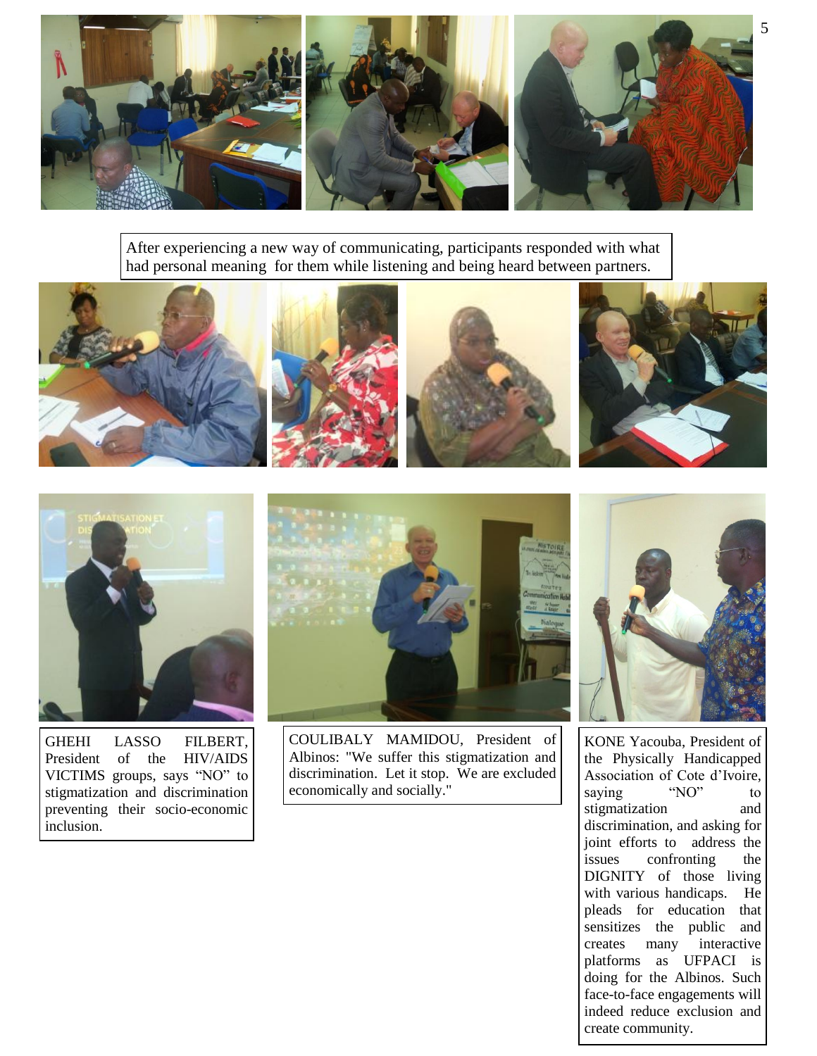After experiencing a new way of communicating, participants responded with what had personal meaning for them while listening and being heard between partners.

GHEHI LASSO FILBERT, President of the HIV/AIDS VICTIMS groups, says "NO" to stigmatization and discrimination preventing their socio-economic inclusion.

COULIBALY MAMIDOU, President of Albinos: "We suffer this stigmatization and discrimination. Let it stop. We are excluded economically and socially."

KONE Yacouba, President of the Physically Handicapped Association of Cote d'Ivoire, saying "NO" to stigmatization and discrimination, and asking for joint efforts to address the issues confronting the DIGNITY of those living with various handicaps. He pleads for education that sensitizes the public and creates many interactive platforms as UFPACI is doing for the Albinos. Such face-to-face engagements will indeed reduce exclusion and create community.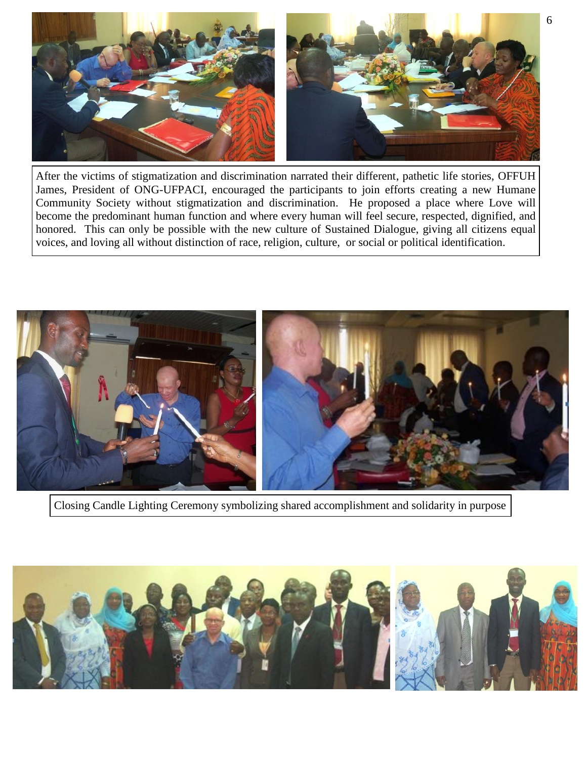After the victims of stigmatization and discrimination narrated their different, pathetic life stories, OFFUH James, President of ONG-UFPACI, encouraged the participants to join efforts creating a new Humane Community Society without stigmatization and discrimination. He proposed a place where Love will become the predominant human function and where every human will feel secure, respected, dignified, and honored. This can only be possible with the new culture of Sustained Dialogue, giving all citizens equal voices, and loving all without distinction of race, religion, culture, or social or political identification.

Closing Candle Lighting Ceremony symbolizing shared accomplishment and solidarity in purpose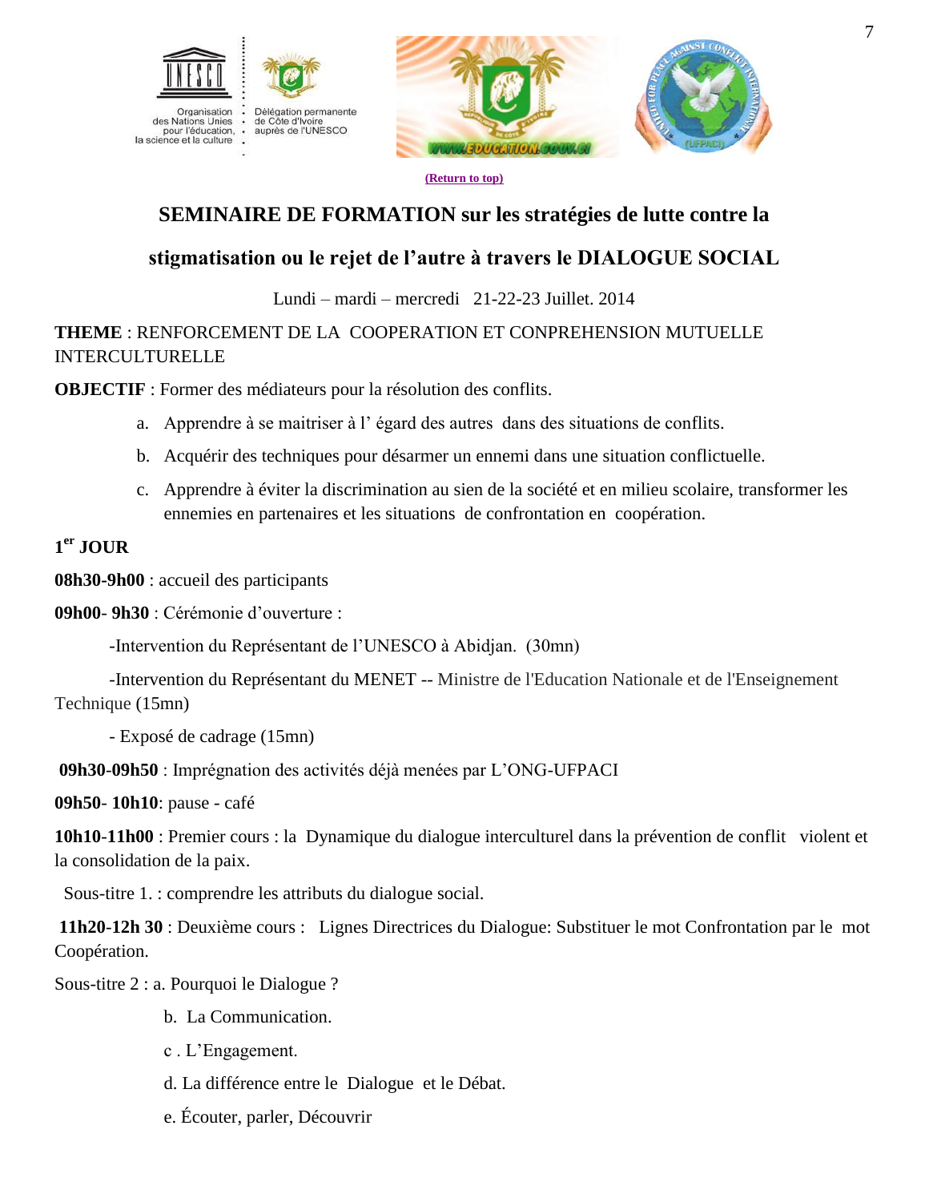(Return to top)

## SEMINAIRE DE FORMATION sur les stratégies de lutte contre la stigmatisation ou le rejet de l'autre à travers le DIALOGUE SOCIAL

Lundi – mardi – mercredi 21-22-23 Juillet. 2014

**THEME** : RENFORCEMENT DE LA COOPERATION ET CONPREHENSION MUTUELLE INTERCULTURELLE

**OBJECTIF** : Former des médiateurs pour la résolution des conflits.

a. Apprendre à se maitriser à l' égard des autres dans des situations de conflits.
b. Acquérir des techniques pour désarmer un ennemi dans une situation conflictuelle.
c. Apprendre à éviter la discrimination au sien de la société et en milieu scolaire, transformer les ennemies en partenaires et les situations de confrontation en coopération.

**1er JOUR**

**08h30-9h00** : accueil des participants

**09h00- 9h30** : Cérémonie d'ouverture :

-Intervention du Représentant de l'UNESCO à Abidjan. (30mn)

-Intervention du Représentant du MENET -- Ministre de l'Education Nationale et de l'Enseignement Technique (15mn)

- Exposé de cadrage (15mn)

**09h30-09h50** : Imprégnation des activités déjà menées par L'ONG-UFPACI

**09h50- 10h10**: pause - café

**10h10-11h00** : Premier cours : la Dynamique du dialogue interculturel dans la prévention de conflit violent et la consolidation de la paix.

Sous-titre 1. : comprendre les attributs du dialogue social.

**11h20-12h 30** : Deuxième cours : Lignes Directrices du Dialogue: Substituer le mot Confrontation par le mot Coopération.

Sous-titre 2 : a. Pourquoi le Dialogue ?

b. La Communication.

c . L'Engagement.

d. La différence entre le Dialogue et le Débat.

e. Écouter, parler, Découvrir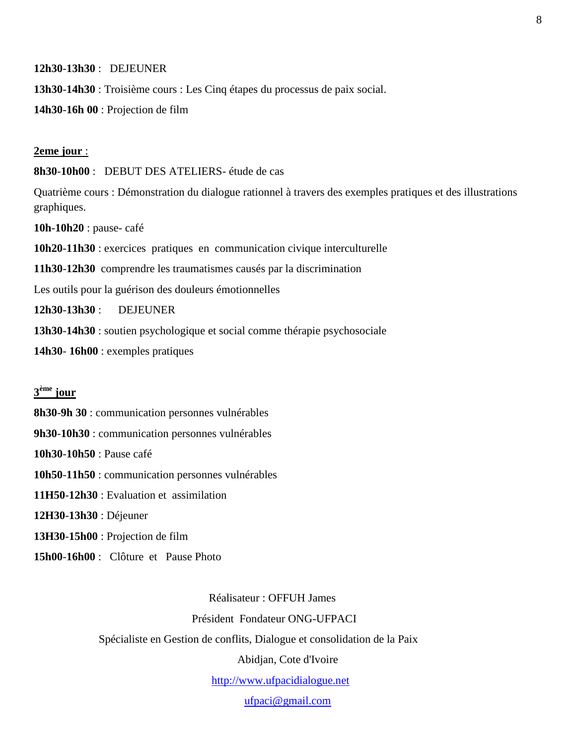**12h30-13h30** : DEJEUNER

**13h30-14h30** : Troisième cours : Les Cinq étapes du processus de paix social.

**14h30-16h 00** : Projection de film

**2eme jour** :

**8h30-10h00** : DEBUT DES ATELIERS- étude de cas

Quatrième cours : Démonstration du dialogue rationnel à travers des exemples pratiques et des illustrations graphiques.

**10h-10h20** : pause- café

**10h20-11h30** : exercices pratiques en communication civique interculturelle

**11h30-12h30** comprendre les traumatismes causés par la discrimination

Les outils pour la guérison des douleurs émotionnelles

**12h30-13h30** : DEJEUNER

**13h30-14h30** : soutien psychologique et social comme thérapie psychosociale

**14h30- 16h00** : exemples pratiques

**3ème jour**

**8h30-9h 30** : communication personnes vulnérables

**9h30-10h30** : communication personnes vulnérables

**10h30-10h50** : Pause café

**10h50-11h50** : communication personnes vulnérables

**11H50-12h30** : Evaluation et assimilation

**12H30-13h30** : Déjeuner

**13H30-15h00** : Projection de film

**15h00-16h00** : Clôture et Pause Photo

Réalisateur : OFFUH James

Président Fondateur ONG-UFPACI

Spécialiste en Gestion de conflits, Dialogue et consolidation de la Paix

Abidjan, Cote d'Ivoire

http://www.ufpacidialogue.net

ufpaci@gmail.com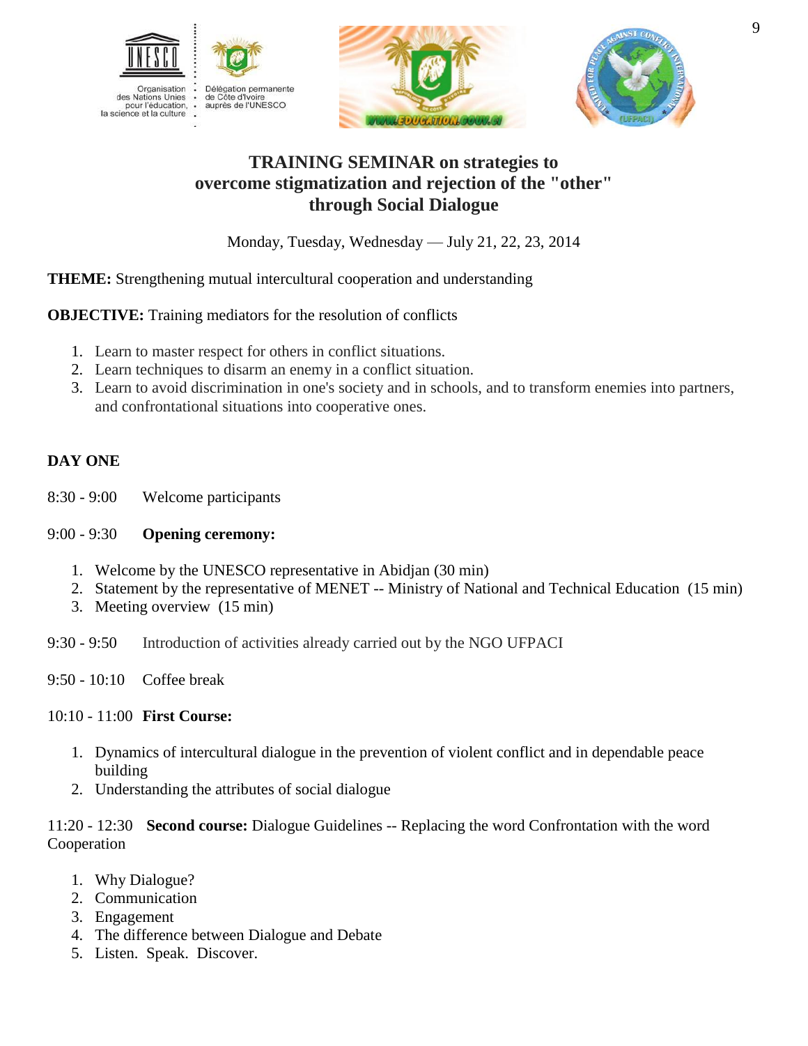# TRAINING SEMINAR on strategies to overcome stigmatization and rejection of the "other" through Social Dialogue

Monday, Tuesday, Wednesday — July 21, 22, 23, 2014

**THEME:** Strengthening mutual intercultural cooperation and understanding

**OBJECTIVE:** Training mediators for the resolution of conflicts

1. Learn to master respect for others in conflict situations.
2. Learn techniques to disarm an enemy in a conflict situation.
3. Learn to avoid discrimination in one's society and in schools, and to transform enemies into partners, and confrontational situations into cooperative ones.

## DAY ONE

8:30 - 9:00 Welcome participants

9:00 - 9:30 **Opening ceremony:**

1. Welcome by the UNESCO representative in Abidjan (30 min)
2. Statement by the representative of MENET -- Ministry of National and Technical Education (15 min)
3. Meeting overview (15 min)

9:30 - 9:50 Introduction of activities already carried out by the NGO UFPACI

9:50 - 10:10 Coffee break

10:10 - 11:00 **First Course:**

1. Dynamics of intercultural dialogue in the prevention of violent conflict and in dependable peace building
2. Understanding the attributes of social dialogue

11:20 - 12:30 **Second course:** Dialogue Guidelines -- Replacing the word Confrontation with the word Cooperation

1. Why Dialogue?
2. Communication
3. Engagement
4. The difference between Dialogue and Debate
5. Listen. Speak. Discover.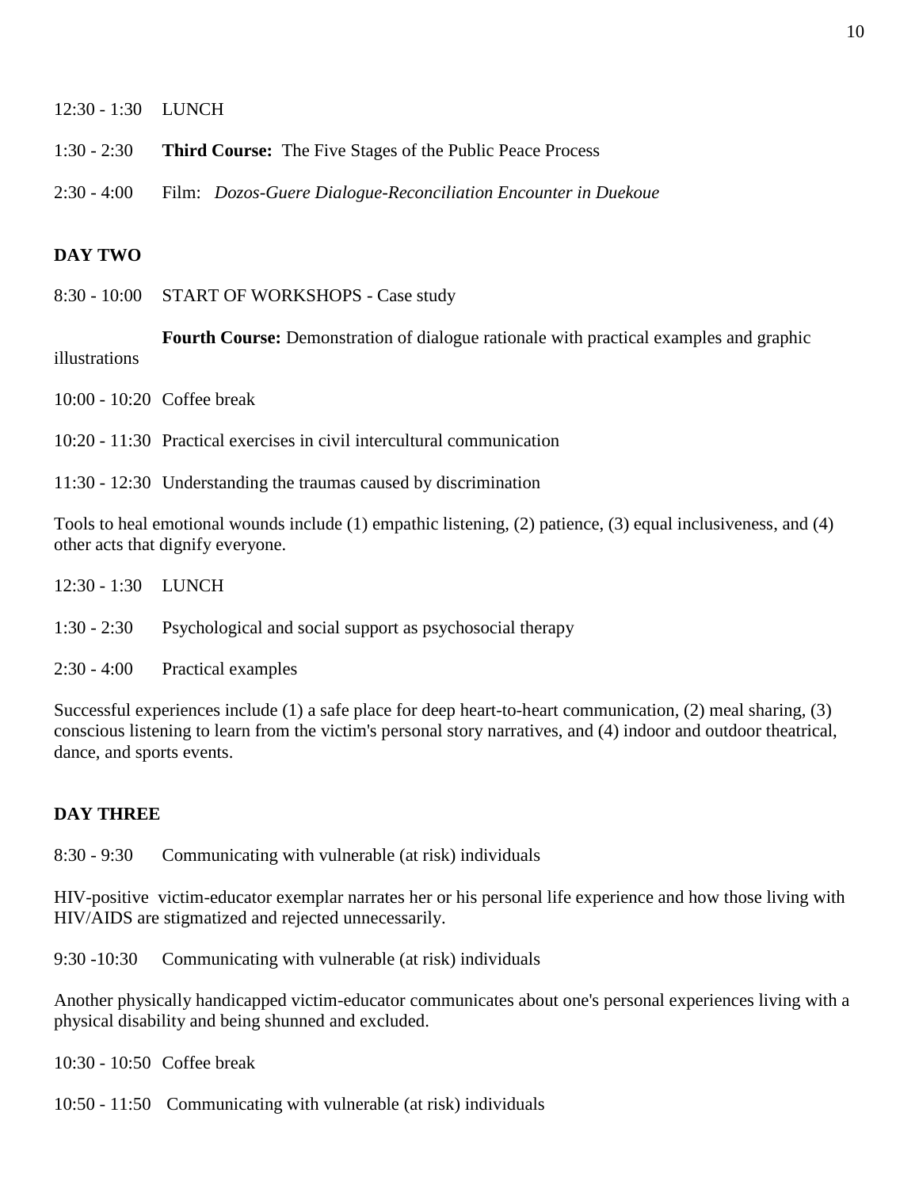12:30 - 1:30 LUNCH

1:30 - 2:30 **Third Course:** The Five Stages of the Public Peace Process

2:30 - 4:00 Film: *Dozos-Guere Dialogue-Reconciliation Encounter in Duekoue*

**DAY TWO**

8:30 - 10:00 START OF WORKSHOPS - Case study

**Fourth Course:** Demonstration of dialogue rationale with practical examples and graphic illustrations

10:00 - 10:20 Coffee break

10:20 - 11:30 Practical exercises in civil intercultural communication

11:30 - 12:30 Understanding the traumas caused by discrimination

Tools to heal emotional wounds include (1) empathic listening, (2) patience, (3) equal inclusiveness, and (4) other acts that dignify everyone.

12:30 - 1:30 LUNCH

1:30 - 2:30 Psychological and social support as psychosocial therapy

2:30 - 4:00 Practical examples

Successful experiences include (1) a safe place for deep heart-to-heart communication, (2) meal sharing, (3) conscious listening to learn from the victim's personal story narratives, and (4) indoor and outdoor theatrical, dance, and sports events.

**DAY THREE**

8:30 - 9:30 Communicating with vulnerable (at risk) individuals

HIV-positive victim-educator exemplar narrates her or his personal life experience and how those living with HIV/AIDS are stigmatized and rejected unnecessarily.

9:30 -10:30 Communicating with vulnerable (at risk) individuals

Another physically handicapped victim-educator communicates about one's personal experiences living with a physical disability and being shunned and excluded.

10:30 - 10:50 Coffee break

10:50 - 11:50 Communicating with vulnerable (at risk) individuals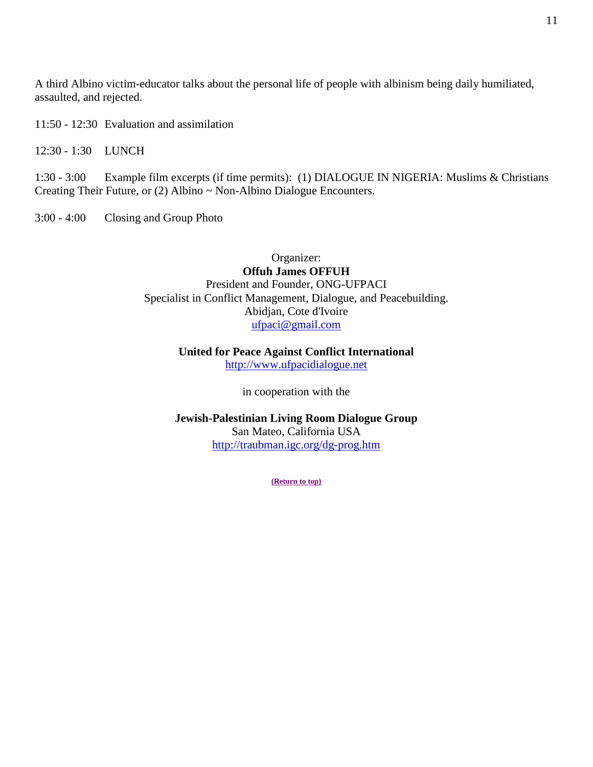A third Albino victim-educator talks about the personal life of people with albinism being daily humiliated, assaulted, and rejected.

11:50 - 12:30 Evaluation and assimilation

12:30 - 1:30 LUNCH

1:30 - 3:00 Example film excerpts (if time permits): (1) DIALOGUE IN NIGERIA: Muslims & Christians Creating Their Future, or (2) Albino ~ Non-Albino Dialogue Encounters.

3:00 - 4:00 Closing and Group Photo

Organizer:
**Offuh James OFFUH**
President and Founder, ONG-UFPACI
Specialist in Conflict Management, Dialogue, and Peacebuilding.
Abidjan, Cote d'Ivoire
ufpaci@gmail.com

**United for Peace Against Conflict International**
http://www.ufpacidialogue.net

in cooperation with the

**Jewish-Palestinian Living Room Dialogue Group**
San Mateo, California USA
http://traubman.igc.org/dg-prog.htm

**(Return to top)**